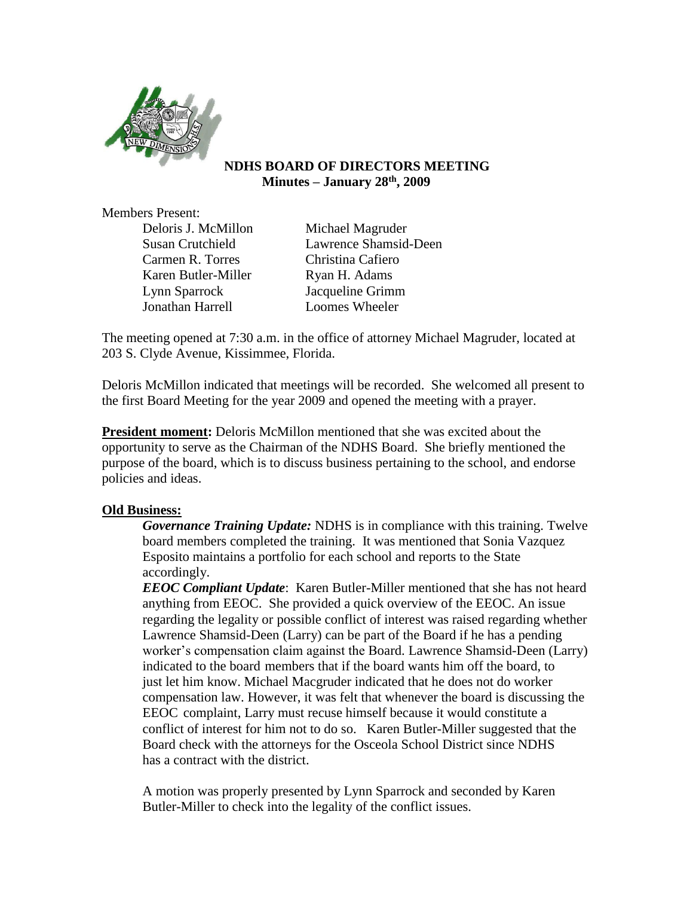## NDHS BOARD OF DIRECTORS MEETING
### Minutes – January 28th, 2009

Members Present:

| | |
|---|---|
| Deloris J. McMillon | Michael Magruder |
| Susan Crutchield | Lawrence Shamsid-Deen |
| Carmen R. Torres | Christina Cafiero |
| Karen Butler-Miller | Ryan H. Adams |
| Lynn Sparrock | Jacqueline Grimm |
| Jonathan Harrell | Loomes Wheeler |

The meeting opened at 7:30 a.m. in the office of attorney Michael Magruder, located at 203 S. Clyde Avenue, Kissimmee, Florida.

Deloris McMillon indicated that meetings will be recorded. She welcomed all present to the first Board Meeting for the year 2009 and opened the meeting with a prayer.

**President moment:** Deloris McMillon mentioned that she was excited about the opportunity to serve as the Chairman of the NDHS Board. She briefly mentioned the purpose of the board, which is to discuss business pertaining to the school, and endorse policies and ideas.

**Old Business:**

***Governance Training Update:*** NDHS is in compliance with this training. Twelve board members completed the training. It was mentioned that Sonia Vazquez Esposito maintains a portfolio for each school and reports to the State accordingly.

***EEOC Compliant Update***: Karen Butler-Miller mentioned that she has not heard anything from EEOC. She provided a quick overview of the EEOC. An issue regarding the legality or possible conflict of interest was raised regarding whether Lawrence Shamsid-Deen (Larry) can be part of the Board if he has a pending worker's compensation claim against the Board. Lawrence Shamsid-Deen (Larry) indicated to the board members that if the board wants him off the board, to just let him know. Michael Macgruder indicated that he does not do worker compensation law. However, it was felt that whenever the board is discussing the EEOC complaint, Larry must recuse himself because it would constitute a conflict of interest for him not to do so. Karen Butler-Miller suggested that the Board check with the attorneys for the Osceola School District since NDHS has a contract with the district.

A motion was properly presented by Lynn Sparrock and seconded by Karen Butler-Miller to check into the legality of the conflict issues.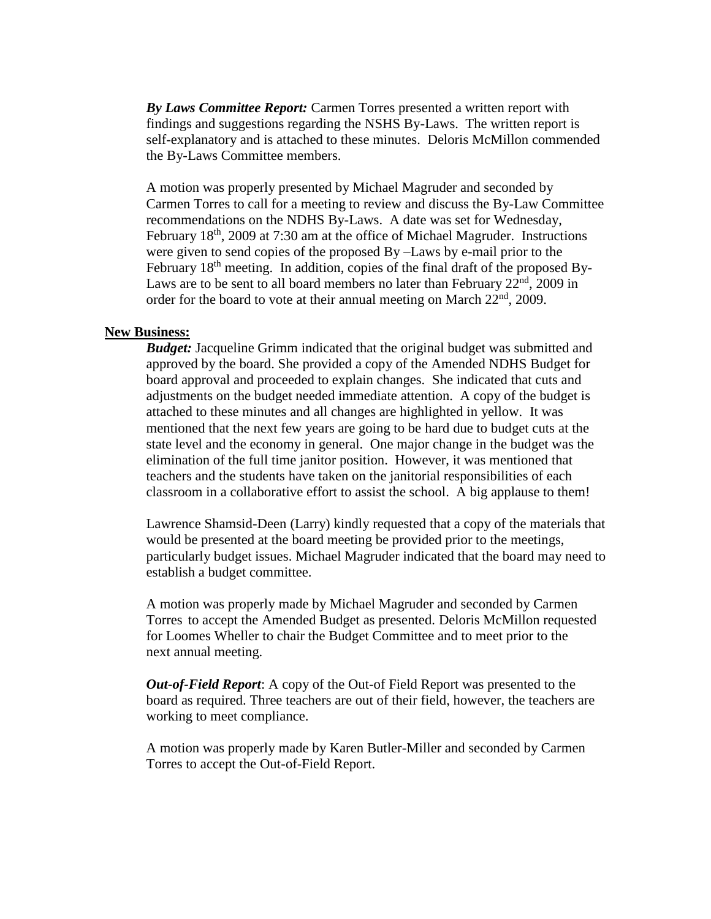***By Laws Committee Report:*** Carmen Torres presented a written report with findings and suggestions regarding the NSHS By-Laws. The written report is self-explanatory and is attached to these minutes. Deloris McMillon commended the By-Laws Committee members.

A motion was properly presented by Michael Magruder and seconded by Carmen Torres to call for a meeting to review and discuss the By-Law Committee recommendations on the NDHS By-Laws. A date was set for Wednesday, February 18th, 2009 at 7:30 am at the office of Michael Magruder. Instructions were given to send copies of the proposed By –Laws by e-mail prior to the February 18th meeting. In addition, copies of the final draft of the proposed By-Laws are to be sent to all board members no later than February 22nd, 2009 in order for the board to vote at their annual meeting on March 22nd, 2009.

**New Business:**

***Budget:*** Jacqueline Grimm indicated that the original budget was submitted and approved by the board. She provided a copy of the Amended NDHS Budget for board approval and proceeded to explain changes. She indicated that cuts and adjustments on the budget needed immediate attention. A copy of the budget is attached to these minutes and all changes are highlighted in yellow. It was mentioned that the next few years are going to be hard due to budget cuts at the state level and the economy in general. One major change in the budget was the elimination of the full time janitor position. However, it was mentioned that teachers and the students have taken on the janitorial responsibilities of each classroom in a collaborative effort to assist the school. A big applause to them!

Lawrence Shamsid-Deen (Larry) kindly requested that a copy of the materials that would be presented at the board meeting be provided prior to the meetings, particularly budget issues. Michael Magruder indicated that the board may need to establish a budget committee.

A motion was properly made by Michael Magruder and seconded by Carmen Torres to accept the Amended Budget as presented. Deloris McMillon requested for Loomes Wheller to chair the Budget Committee and to meet prior to the next annual meeting.

***Out-of-Field Report***: A copy of the Out-of Field Report was presented to the board as required. Three teachers are out of their field, however, the teachers are working to meet compliance.

A motion was properly made by Karen Butler-Miller and seconded by Carmen Torres to accept the Out-of-Field Report.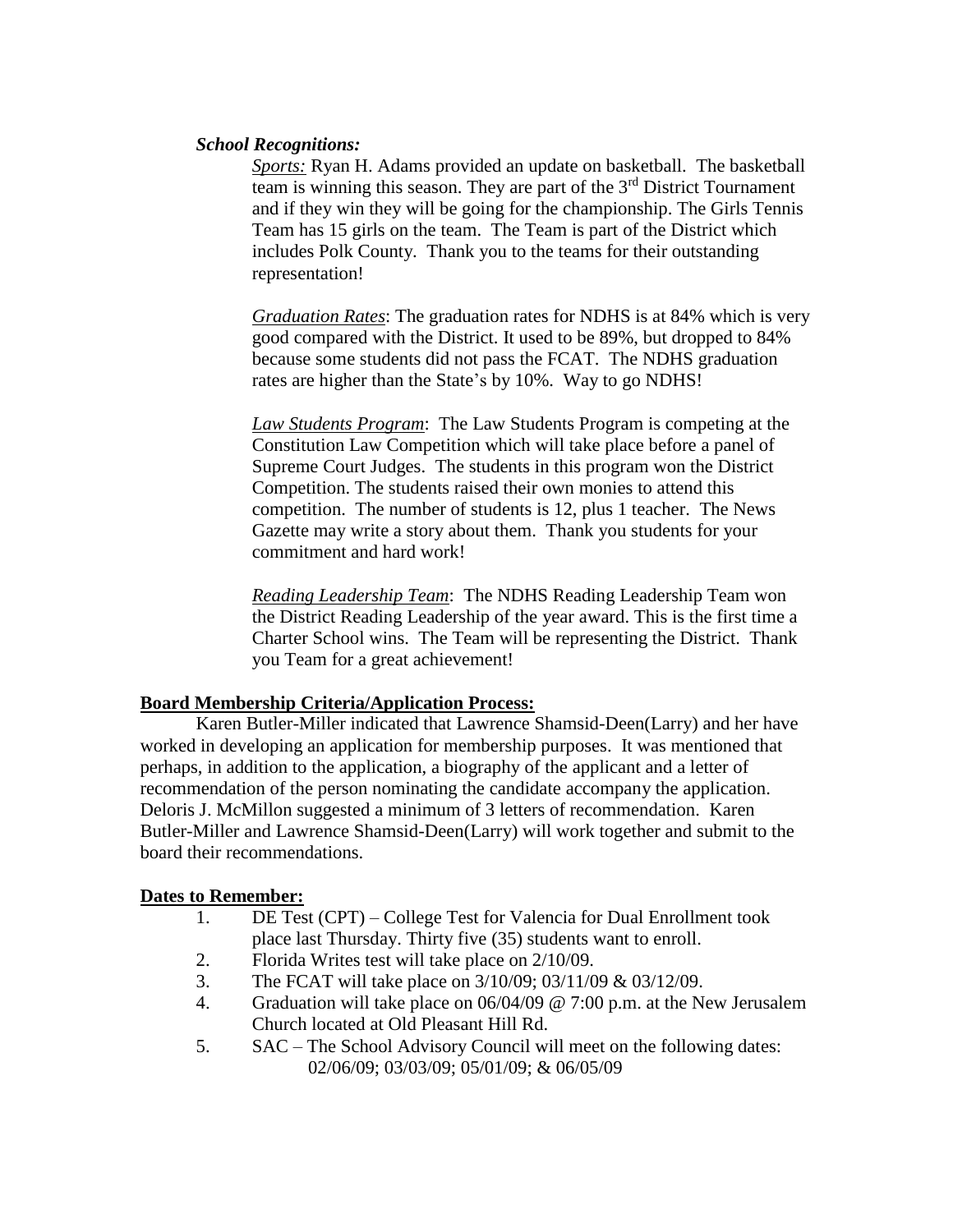***School Recognitions:***

*Sports:* Ryan H. Adams provided an update on basketball. The basketball team is winning this season. They are part of the 3rd District Tournament and if they win they will be going for the championship. The Girls Tennis Team has 15 girls on the team. The Team is part of the District which includes Polk County. Thank you to the teams for their outstanding representation!

*Graduation Rates*: The graduation rates for NDHS is at 84% which is very good compared with the District. It used to be 89%, but dropped to 84% because some students did not pass the FCAT. The NDHS graduation rates are higher than the State's by 10%. Way to go NDHS!

*Law Students Program*: The Law Students Program is competing at the Constitution Law Competition which will take place before a panel of Supreme Court Judges. The students in this program won the District Competition. The students raised their own monies to attend this competition. The number of students is 12, plus 1 teacher. The News Gazette may write a story about them. Thank you students for your commitment and hard work!

*Reading Leadership Team*: The NDHS Reading Leadership Team won the District Reading Leadership of the year award. This is the first time a Charter School wins. The Team will be representing the District. Thank you Team for a great achievement!

**Board Membership Criteria/Application Process:**

Karen Butler-Miller indicated that Lawrence Shamsid-Deen(Larry) and her have worked in developing an application for membership purposes. It was mentioned that perhaps, in addition to the application, a biography of the applicant and a letter of recommendation of the person nominating the candidate accompany the application. Deloris J. McMillon suggested a minimum of 3 letters of recommendation. Karen Butler-Miller and Lawrence Shamsid-Deen(Larry) will work together and submit to the board their recommendations.

**Dates to Remember:**

1. DE Test (CPT) – College Test for Valencia for Dual Enrollment took place last Thursday. Thirty five (35) students want to enroll.
2. Florida Writes test will take place on 2/10/09.
3. The FCAT will take place on 3/10/09; 03/11/09 & 03/12/09.
4. Graduation will take place on 06/04/09 @ 7:00 p.m. at the New Jerusalem Church located at Old Pleasant Hill Rd.
5. SAC – The School Advisory Council will meet on the following dates: 02/06/09; 03/03/09; 05/01/09; & 06/05/09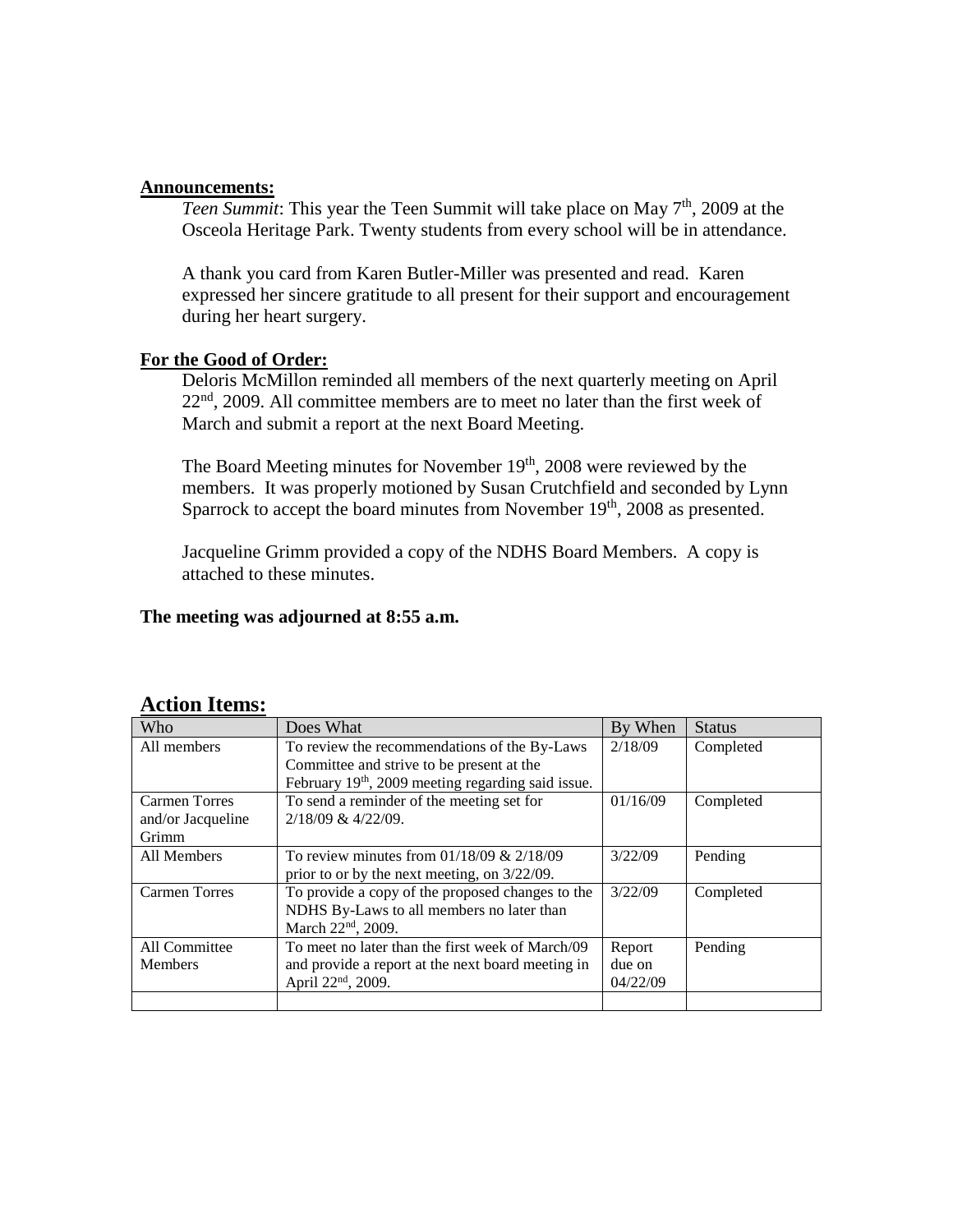**Announcements:**

*Teen Summit*: This year the Teen Summit will take place on May 7th, 2009 at the Osceola Heritage Park. Twenty students from every school will be in attendance.

A thank you card from Karen Butler-Miller was presented and read. Karen expressed her sincere gratitude to all present for their support and encouragement during her heart surgery.

**For the Good of Order:**

Deloris McMillon reminded all members of the next quarterly meeting on April 22nd, 2009. All committee members are to meet no later than the first week of March and submit a report at the next Board Meeting.

The Board Meeting minutes for November 19th, 2008 were reviewed by the members. It was properly motioned by Susan Crutchfield and seconded by Lynn Sparrock to accept the board minutes from November 19th, 2008 as presented.

Jacqueline Grimm provided a copy of the NDHS Board Members. A copy is attached to these minutes.

**The meeting was adjourned at 8:55 a.m.**

## Action Items:

| Who | Does What | By When | Status |
|---|---|---|---|
| All members | To review the recommendations of the By-Laws Committee and strive to be present at the February 19th, 2009 meeting regarding said issue. | 2/18/09 | Completed |
| Carmen Torres and/or Jacqueline Grimm | To send a reminder of the meeting set for 2/18/09 & 4/22/09. | 01/16/09 | Completed |
| All Members | To review minutes from 01/18/09 & 2/18/09 prior to or by the next meeting, on 3/22/09. | 3/22/09 | Pending |
| Carmen Torres | To provide a copy of the proposed changes to the NDHS By-Laws to all members no later than March 22nd, 2009. | 3/22/09 | Completed |
| All Committee Members | To meet no later than the first week of March/09 and provide a report at the next board meeting in April 22nd, 2009. | Report due on 04/22/09 | Pending |
| | | | |